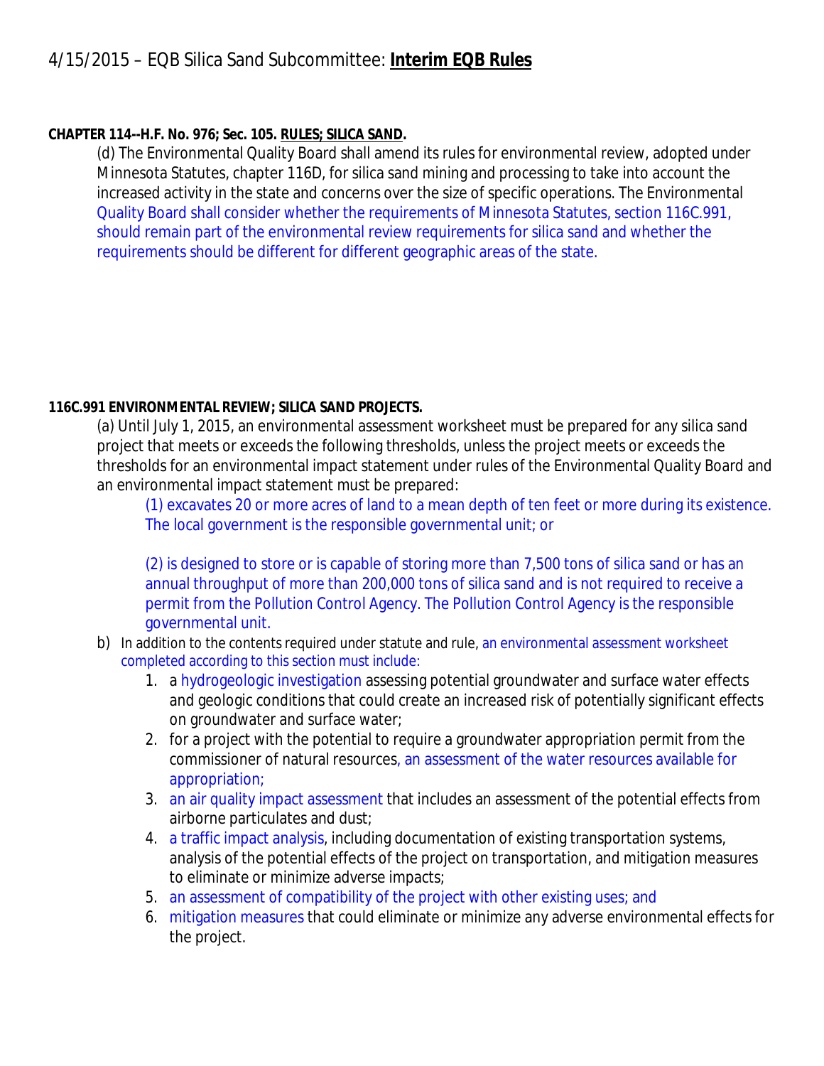# 4/15/2015 – EQB Silica Sand Subcommittee: **Interim EQB Rules**

**CHAPTER 114--H.F. No. 976; Sec. 105. RULES; SILICA SAND.**

(d) The Environmental Quality Board shall amend its rules for environmental review, adopted under Minnesota Statutes, chapter 116D, for silica sand mining and processing to take into account the increased activity in the state and concerns over the size of specific operations. The Environmental Quality Board shall consider whether the requirements of Minnesota Statutes, section 116C.991, should remain part of the environmental review requirements for silica sand and whether the requirements should be different for different geographic areas of the state.

**116C.991 ENVIRONMENTAL REVIEW; SILICA SAND PROJECTS.**

(a) Until July 1, 2015, an environmental assessment worksheet must be prepared for any silica sand project that meets or exceeds the following thresholds, unless the project meets or exceeds the thresholds for an environmental impact statement under rules of the Environmental Quality Board and an environmental impact statement must be prepared:

(1) excavates 20 or more acres of land to a mean depth of ten feet or more during its existence. The local government is the responsible governmental unit; or

(2) is designed to store or is capable of storing more than 7,500 tons of silica sand or has an annual throughput of more than 200,000 tons of silica sand and is not required to receive a permit from the Pollution Control Agency. The Pollution Control Agency is the responsible governmental unit.

b) In addition to the contents required under statute and rule, an environmental assessment worksheet completed according to this section must include:

1. a hydrogeologic investigation assessing potential groundwater and surface water effects and geologic conditions that could create an increased risk of potentially significant effects on groundwater and surface water;
2. for a project with the potential to require a groundwater appropriation permit from the commissioner of natural resources, an assessment of the water resources available for appropriation;
3. an air quality impact assessment that includes an assessment of the potential effects from airborne particulates and dust;
4. a traffic impact analysis, including documentation of existing transportation systems, analysis of the potential effects of the project on transportation, and mitigation measures to eliminate or minimize adverse impacts;
5. an assessment of compatibility of the project with other existing uses; and
6. mitigation measures that could eliminate or minimize any adverse environmental effects for the project.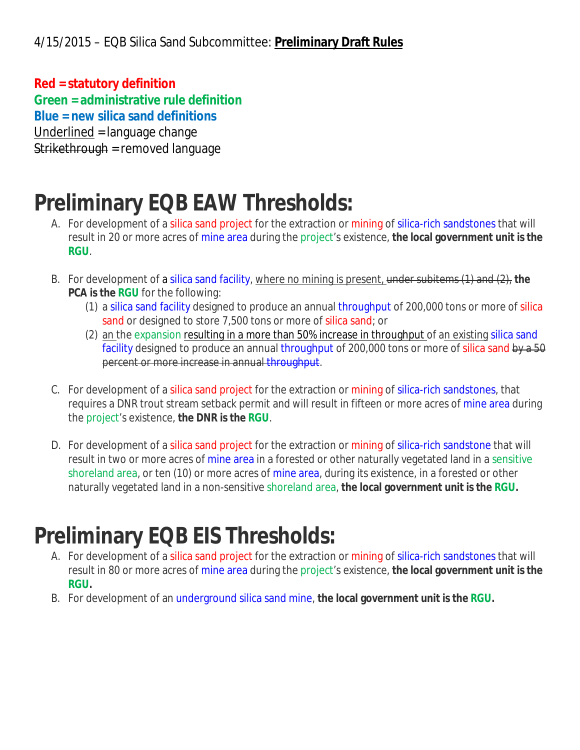4/15/2015 – EQB Silica Sand Subcommittee: <u>**Preliminary Draft Rules**</u>

**Red = statutory definition**
**Green = administrative rule definition**
**Blue = new silica sand definitions**
<u>Underlined</u> = language change
~~Strikethrough~~ = removed language

# Preliminary EQB EAW Thresholds:

A. For development of a silica sand project for the extraction or mining of silica-rich sandstones that will result in 20 or more acres of mine area during the project's existence, **the local government unit is the RGU**.

B. For development of a silica sand facility, <u>where no mining is present,</u> ~~under subitems (1) and (2),~~ **the PCA is the RGU** for the following:
   (1) a silica sand facility designed to produce an annual throughput of 200,000 tons or more of silica sand or designed to store 7,500 tons or more of silica sand; or
   (2) <u>an</u> ~~the~~ expansion <u>resulting in a more than 50% increase in throughput</u> of a<u>n existing</u> silica sand facility designed to produce an annual throughput of 200,000 tons or more of silica sand ~~by a 50 percent or more increase in annual throughput~~.

C. For development of a silica sand project for the extraction or mining of silica-rich sandstones, that requires a DNR trout stream setback permit and will result in fifteen or more acres of mine area during the project's existence, **the DNR is the RGU**.

D. For development of a silica sand project for the extraction or mining of silica-rich sandstone that will result in two or more acres of mine area in a forested or other naturally vegetated land in a sensitive shoreland area, or ten (10) or more acres of mine area, during its existence, in a forested or other naturally vegetated land in a non-sensitive shoreland area, **the local government unit is the RGU.**

# Preliminary EQB EIS Thresholds:

A. For development of a silica sand project for the extraction or mining of silica-rich sandstones that will result in 80 or more acres of mine area during the project's existence, **the local government unit is the RGU.**
B. For development of an underground silica sand mine, **the local government unit is the RGU.**